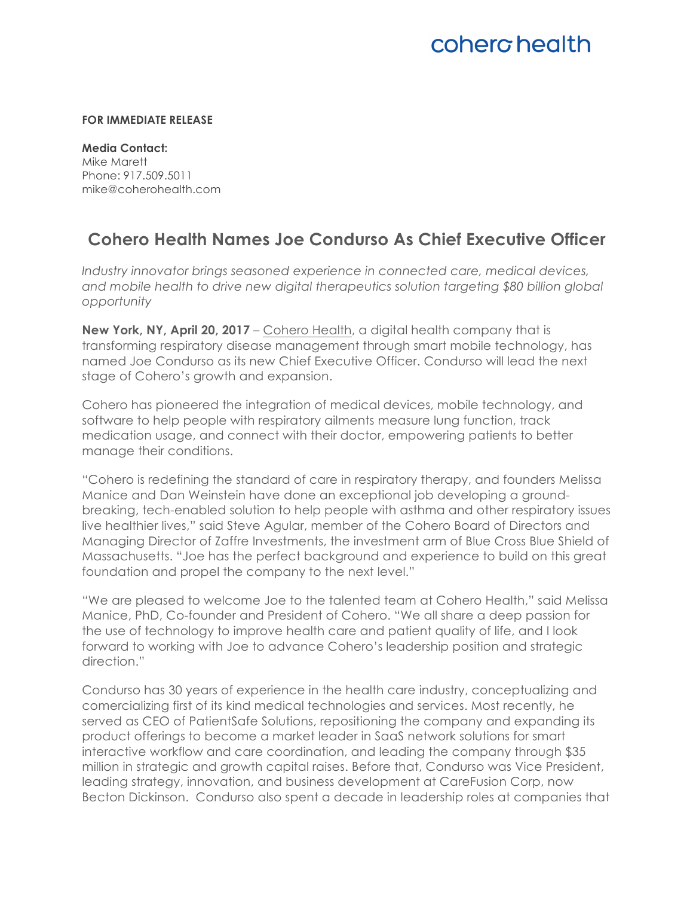cohero health

**FOR IMMEDIATE RELEASE**

**Media Contact:**
Mike Marett
Phone: 917.509.5011
mike@coherohealth.com

# Cohero Health Names Joe Condurso As Chief Executive Officer

*Industry innovator brings seasoned experience in connected care, medical devices, and mobile health to drive new digital therapeutics solution targeting $80 billion global opportunity*

**New York, NY, April 20, 2017** – Cohero Health, a digital health company that is transforming respiratory disease management through smart mobile technology, has named Joe Condurso as its new Chief Executive Officer. Condurso will lead the next stage of Cohero's growth and expansion.

Cohero has pioneered the integration of medical devices, mobile technology, and software to help people with respiratory ailments measure lung function, track medication usage, and connect with their doctor, empowering patients to better manage their conditions.

"Cohero is redefining the standard of care in respiratory therapy, and founders Melissa Manice and Dan Weinstein have done an exceptional job developing a ground-breaking, tech-enabled solution to help people with asthma and other respiratory issues live healthier lives," said Steve Agular, member of the Cohero Board of Directors and Managing Director of Zaffre Investments, the investment arm of Blue Cross Blue Shield of Massachusetts. "Joe has the perfect background and experience to build on this great foundation and propel the company to the next level."

"We are pleased to welcome Joe to the talented team at Cohero Health," said Melissa Manice, PhD, Co-founder and President of Cohero. "We all share a deep passion for the use of technology to improve health care and patient quality of life, and I look forward to working with Joe to advance Cohero's leadership position and strategic direction."

Condurso has 30 years of experience in the health care industry, conceptualizing and comercializing first of its kind medical technologies and services. Most recently, he served as CEO of PatientSafe Solutions, repositioning the company and expanding its product offerings to become a market leader in SaaS network solutions for smart interactive workflow and care coordination, and leading the company through $35 million in strategic and growth capital raises. Before that, Condurso was Vice President, leading strategy, innovation, and business development at CareFusion Corp, now Becton Dickinson. Condurso also spent a decade in leadership roles at companies that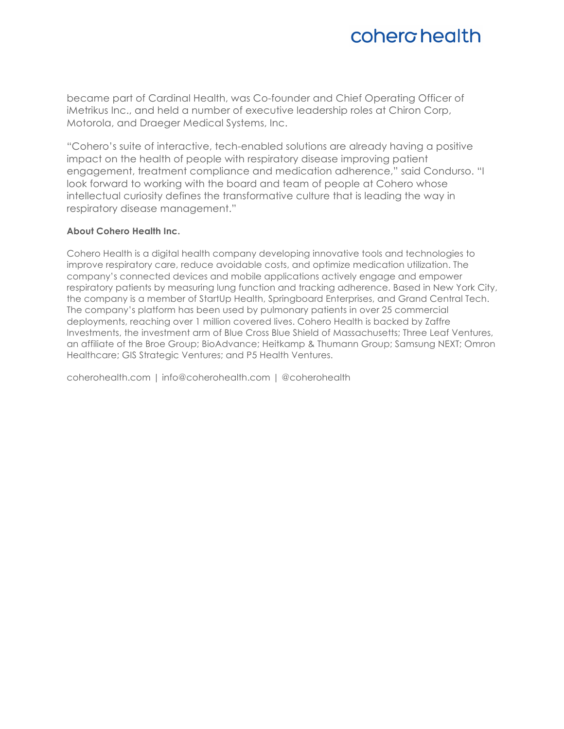became part of Cardinal Health, was Co-founder and Chief Operating Officer of iMetrikus Inc., and held a number of executive leadership roles at Chiron Corp, Motorola, and Draeger Medical Systems, Inc.

"Cohero's suite of interactive, tech-enabled solutions are already having a positive impact on the health of people with respiratory disease improving patient engagement, treatment compliance and medication adherence," said Condurso. "I look forward to working with the board and team of people at Cohero whose intellectual curiosity defines the transformative culture that is leading the way in respiratory disease management."

**About Cohero Health Inc.**

Cohero Health is a digital health company developing innovative tools and technologies to improve respiratory care, reduce avoidable costs, and optimize medication utilization. The company's connected devices and mobile applications actively engage and empower respiratory patients by measuring lung function and tracking adherence. Based in New York City, the company is a member of StartUp Health, Springboard Enterprises, and Grand Central Tech. The company's platform has been used by pulmonary patients in over 25 commercial deployments, reaching over 1 million covered lives. Cohero Health is backed by Zaffre Investments, the investment arm of Blue Cross Blue Shield of Massachusetts; Three Leaf Ventures, an affiliate of the Broe Group; BioAdvance; Heitkamp & Thumann Group; Samsung NEXT; Omron Healthcare; GIS Strategic Ventures; and P5 Health Ventures.

coherohealth.com | info@coherohealth.com | @coherohealth